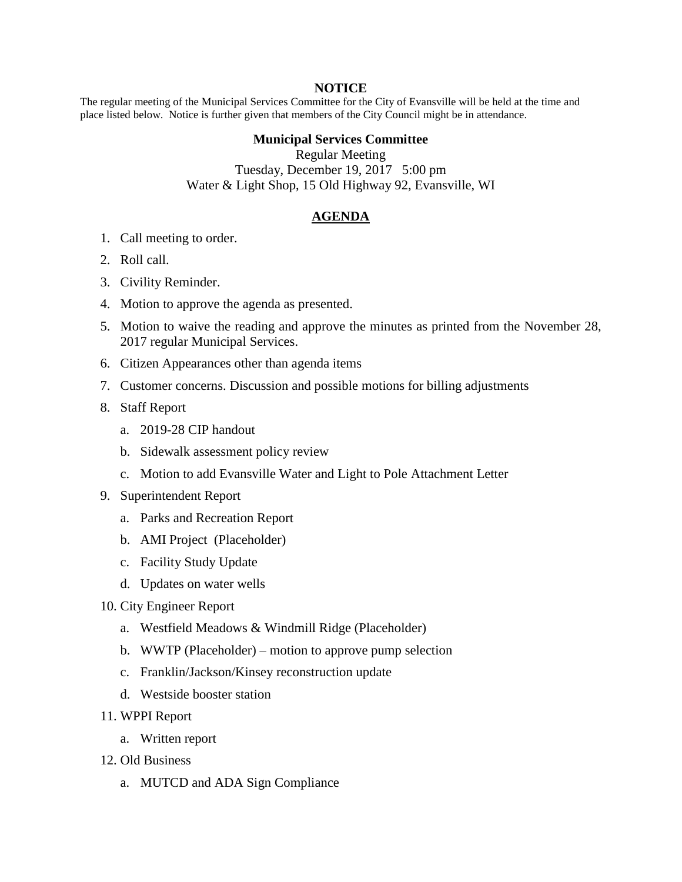**NOTICE**

The regular meeting of the Municipal Services Committee for the City of Evansville will be held at the time and place listed below. Notice is further given that members of the City Council might be in attendance.

**Municipal Services Committee**

Regular Meeting

Tuesday, December 19, 2017 5:00 pm

Water & Light Shop, 15 Old Highway 92, Evansville, WI

## AGENDA

1. Call meeting to order.
2. Roll call.
3. Civility Reminder.
4. Motion to approve the agenda as presented.
5. Motion to waive the reading and approve the minutes as printed from the November 28, 2017 regular Municipal Services.
6. Citizen Appearances other than agenda items
7. Customer concerns. Discussion and possible motions for billing adjustments
8. Staff Report
   a. 2019-28 CIP handout
   b. Sidewalk assessment policy review
   c. Motion to add Evansville Water and Light to Pole Attachment Letter
9. Superintendent Report
   a. Parks and Recreation Report
   b. AMI Project (Placeholder)
   c. Facility Study Update
   d. Updates on water wells
10. City Engineer Report
    a. Westfield Meadows & Windmill Ridge (Placeholder)
    b. WWTP (Placeholder) – motion to approve pump selection
    c. Franklin/Jackson/Kinsey reconstruction update
    d. Westside booster station
11. WPPI Report
    a. Written report
12. Old Business
    a. MUTCD and ADA Sign Compliance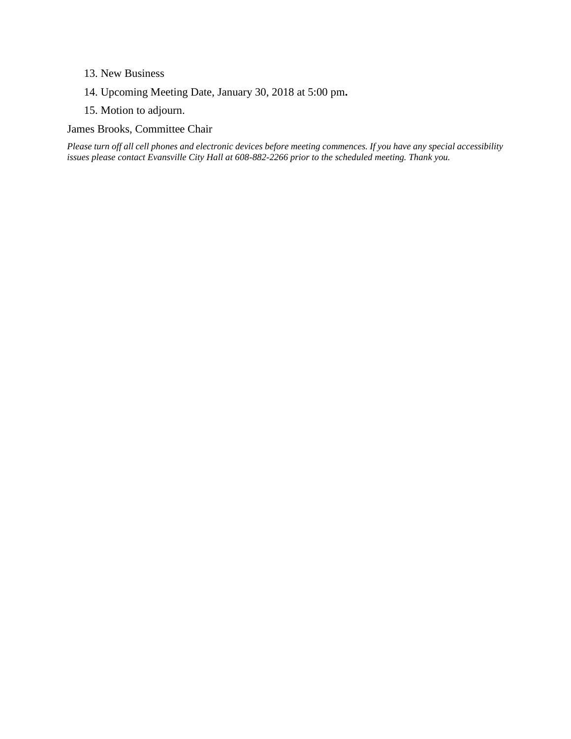13. New Business
14. Upcoming Meeting Date, January 30, 2018 at 5:00 pm**.**
15. Motion to adjourn.

James Brooks, Committee Chair

*Please turn off all cell phones and electronic devices before meeting commences. If you have any special accessibility issues please contact Evansville City Hall at 608-882-2266 prior to the scheduled meeting. Thank you.*